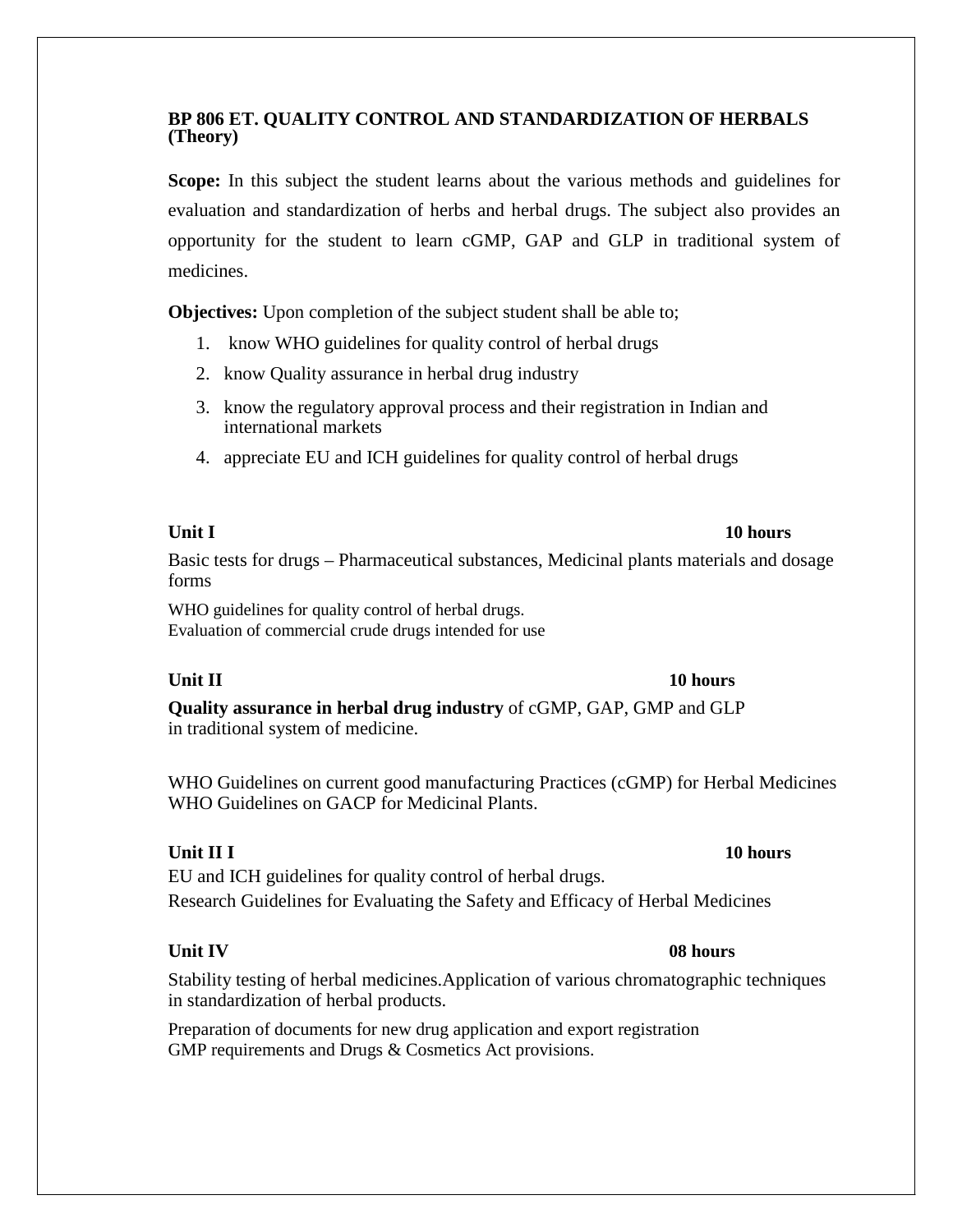## BP 806 ET. QUALITY CONTROL AND STANDARDIZATION OF HERBALS (Theory)

**Scope:** In this subject the student learns about the various methods and guidelines for evaluation and standardization of herbs and herbal drugs. The subject also provides an opportunity for the student to learn cGMP, GAP and GLP in traditional system of medicines.

**Objectives:** Upon completion of the subject student shall be able to;

1. know WHO guidelines for quality control of herbal drugs
2. know Quality assurance in herbal drug industry
3. know the regulatory approval process and their registration in Indian and international markets
4. appreciate EU and ICH guidelines for quality control of herbal drugs

**Unit I** **10 hours**

Basic tests for drugs – Pharmaceutical substances, Medicinal plants materials and dosage forms

WHO guidelines for quality control of herbal drugs.
Evaluation of commercial crude drugs intended for use

**Unit II** **10 hours**

**Quality assurance in herbal drug industry** of cGMP, GAP, GMP and GLP in traditional system of medicine.

WHO Guidelines on current good manufacturing Practices (cGMP) for Herbal Medicines
WHO Guidelines on GACP for Medicinal Plants.

**Unit II I** **10 hours**

EU and ICH guidelines for quality control of herbal drugs.
Research Guidelines for Evaluating the Safety and Efficacy of Herbal Medicines

**Unit IV** **08 hours**

Stability testing of herbal medicines.Application of various chromatographic techniques in standardization of herbal products.

Preparation of documents for new drug application and export registration
GMP requirements and Drugs & Cosmetics Act provisions.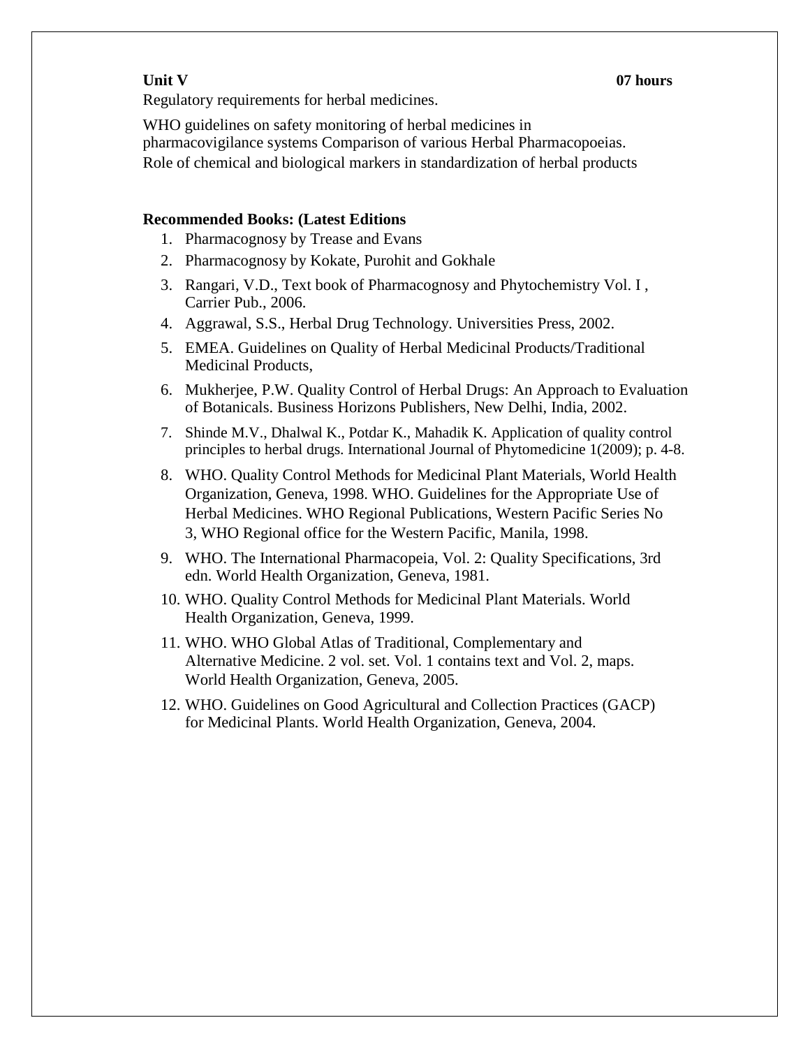**Unit V** **07 hours**

Regulatory requirements for herbal medicines.

WHO guidelines on safety monitoring of herbal medicines in pharmacovigilance systems Comparison of various Herbal Pharmacopoeias. Role of chemical and biological markers in standardization of herbal products

**Recommended Books: (Latest Editions**

1. Pharmacognosy by Trease and Evans
2. Pharmacognosy by Kokate, Purohit and Gokhale
3. Rangari, V.D., Text book of Pharmacognosy and Phytochemistry Vol. I , Carrier Pub., 2006.
4. Aggrawal, S.S., Herbal Drug Technology. Universities Press, 2002.
5. EMEA. Guidelines on Quality of Herbal Medicinal Products/Traditional Medicinal Products,
6. Mukherjee, P.W. Quality Control of Herbal Drugs: An Approach to Evaluation of Botanicals. Business Horizons Publishers, New Delhi, India, 2002.
7. Shinde M.V., Dhalwal K., Potdar K., Mahadik K. Application of quality control principles to herbal drugs. International Journal of Phytomedicine 1(2009); p. 4-8.
8. WHO. Quality Control Methods for Medicinal Plant Materials, World Health Organization, Geneva, 1998. WHO. Guidelines for the Appropriate Use of Herbal Medicines. WHO Regional Publications, Western Pacific Series No 3, WHO Regional office for the Western Pacific, Manila, 1998.
9. WHO. The International Pharmacopeia, Vol. 2: Quality Specifications, 3rd edn. World Health Organization, Geneva, 1981.
10. WHO. Quality Control Methods for Medicinal Plant Materials. World Health Organization, Geneva, 1999.
11. WHO. WHO Global Atlas of Traditional, Complementary and Alternative Medicine. 2 vol. set. Vol. 1 contains text and Vol. 2, maps. World Health Organization, Geneva, 2005.
12. WHO. Guidelines on Good Agricultural and Collection Practices (GACP) for Medicinal Plants. World Health Organization, Geneva, 2004.